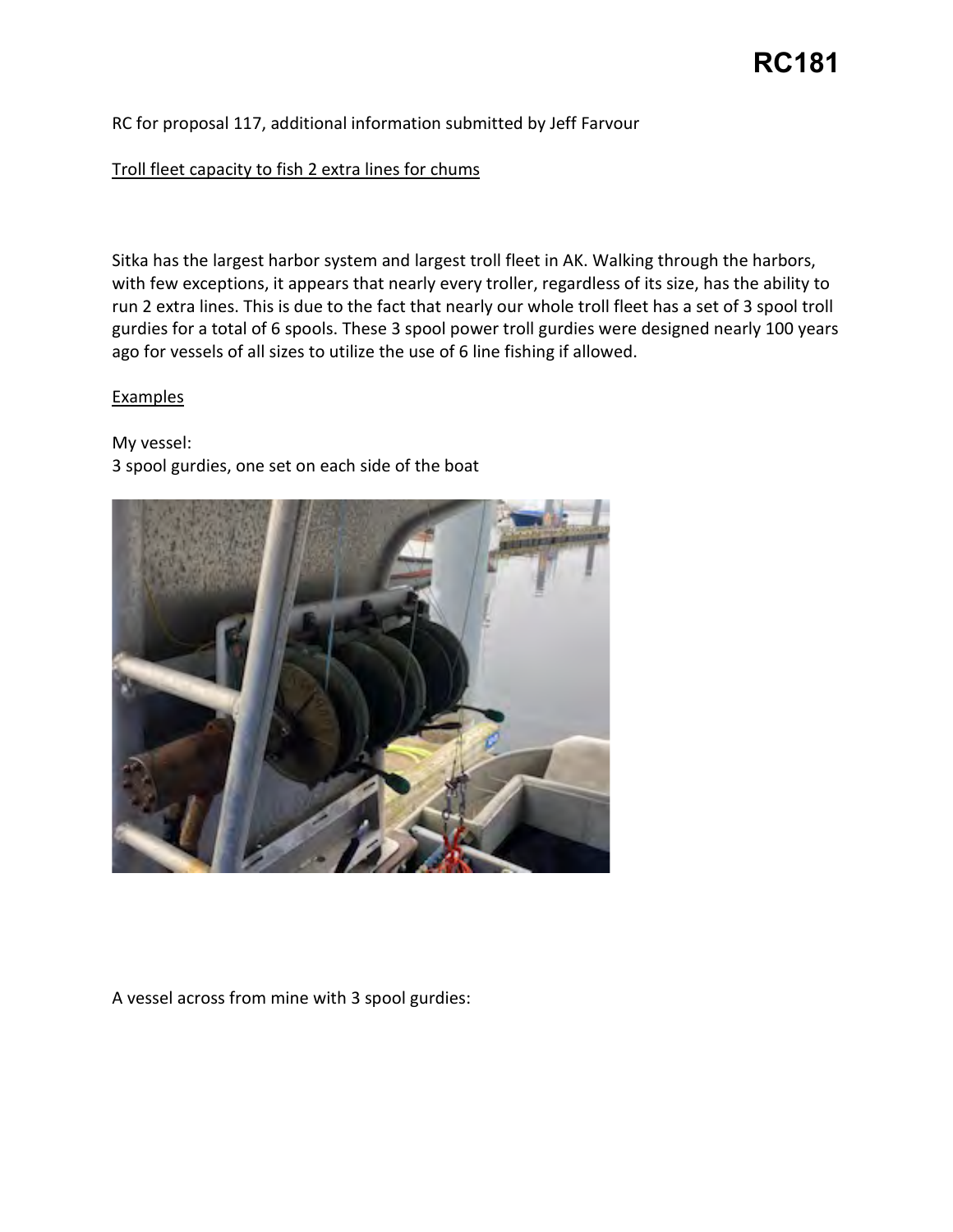# RC181

RC for proposal 117, additional information submitted by Jeff Farvour

Troll fleet capacity to fish 2 extra lines for chums

Sitka has the largest harbor system and largest troll fleet in AK. Walking through the harbors, with few exceptions, it appears that nearly every troller, regardless of its size, has the ability to run 2 extra lines. This is due to the fact that nearly our whole troll fleet has a set of 3 spool troll gurdies for a total of 6 spools. These 3 spool power troll gurdies were designed nearly 100 years ago for vessels of all sizes to utilize the use of 6 line fishing if allowed.

Examples

My vessel:
3 spool gurdies, one set on each side of the boat

A vessel across from mine with 3 spool gurdies: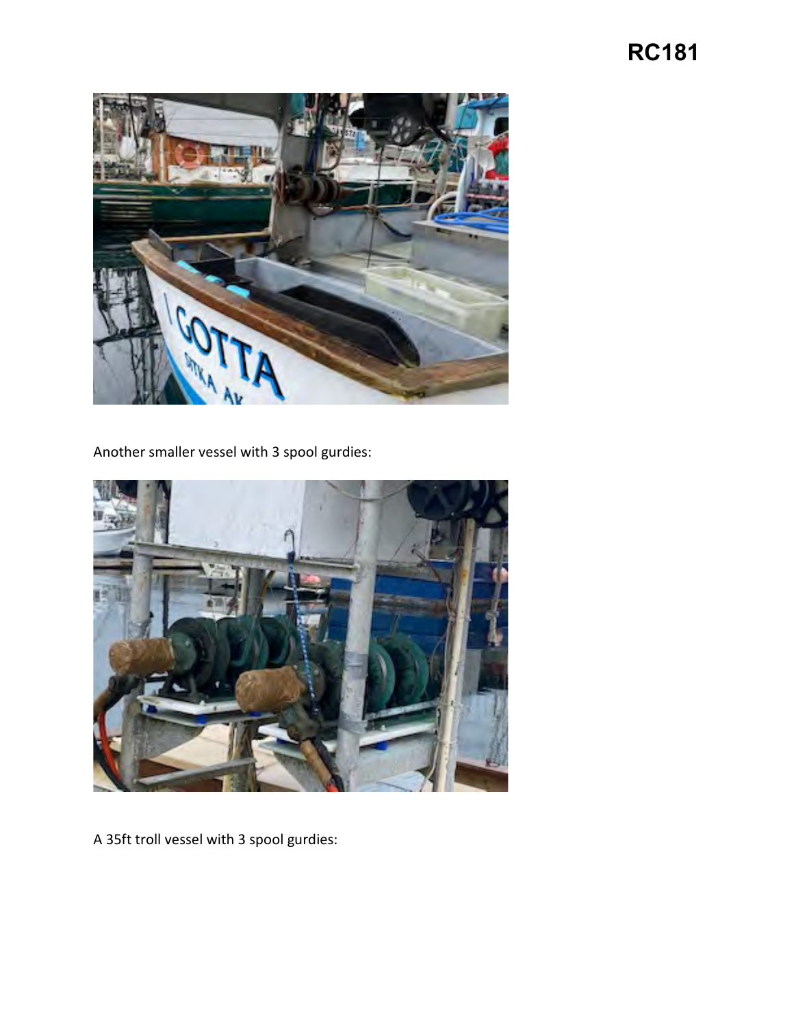# RC181

Another smaller vessel with 3 spool gurdies:

A 35ft troll vessel with 3 spool gurdies: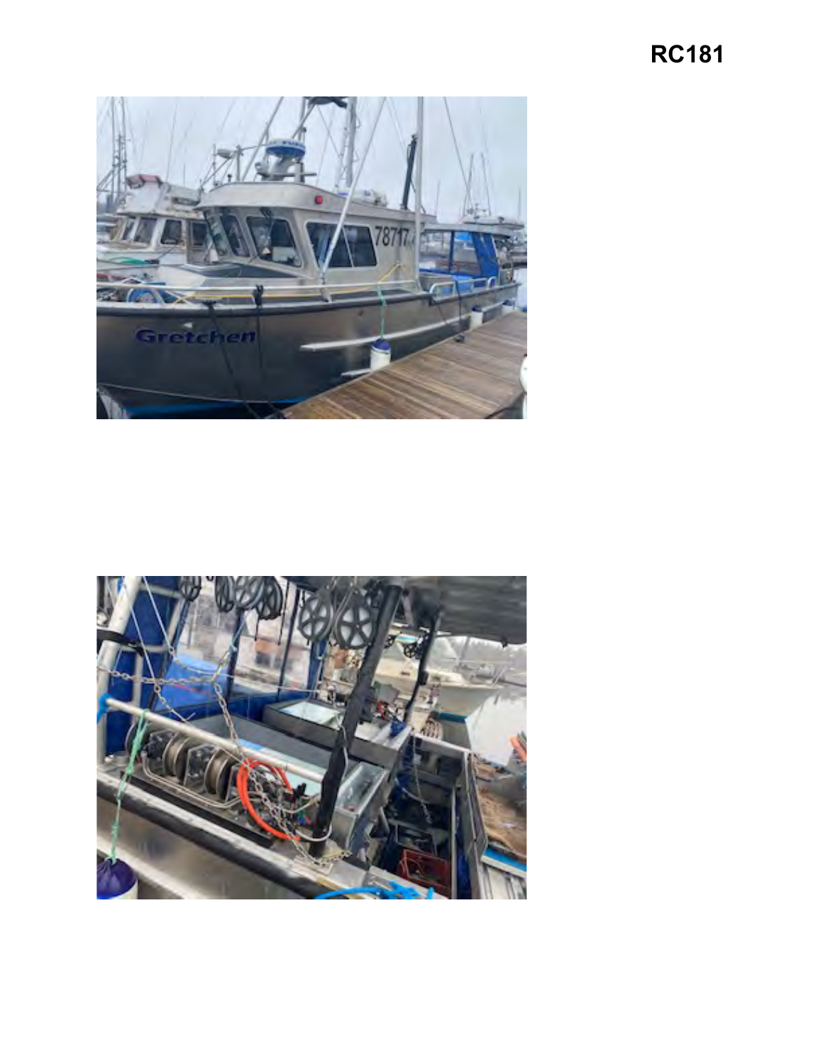**RC181**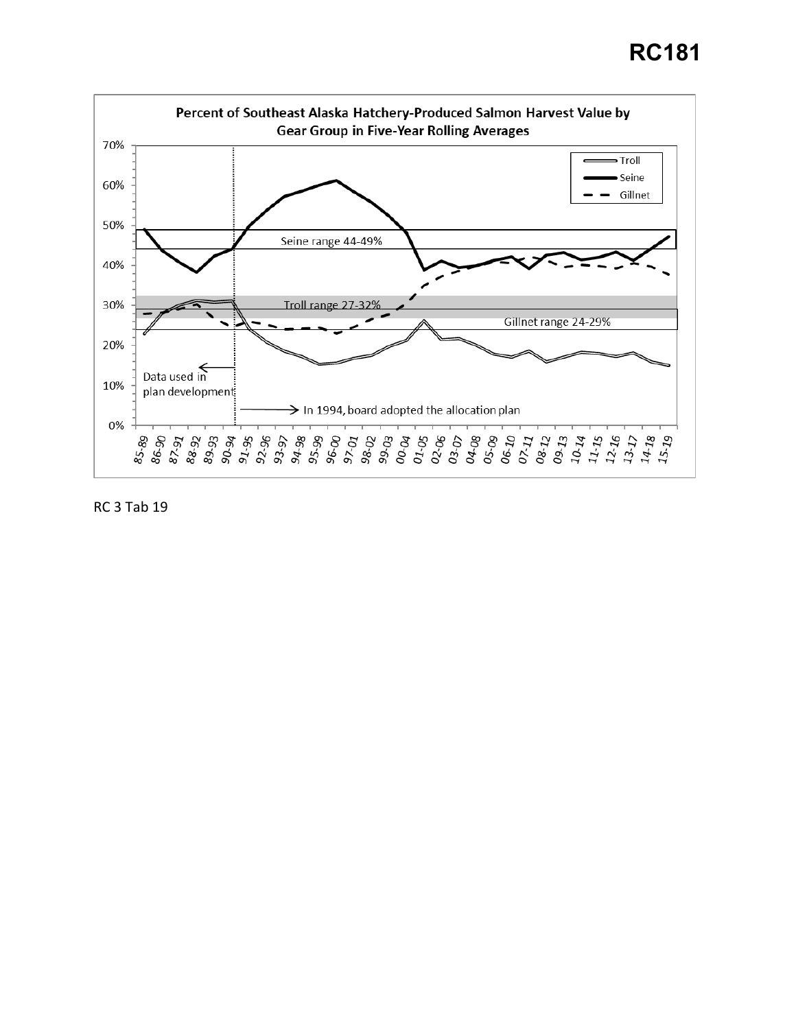# RC181

**Percent of Southeast Alaska Hatchery-Produced Salmon Harvest Value by Gear Group in Five-Year Rolling Averages**

70%
60%
50%
40%
30%
20%
10%
0%

Troll
Seine
Gillnet

Seine range 44-49%
Troll range 27-32%
Gillnet range 24-29%

Data used in plan development

In 1994, board adopted the allocation plan

85-89 86-90 87-91 88-92 89-93 90-94 91-95 92-96 93-97 94-98 95-99 96-00 97-01 98-02 99-03 00-04 01-05 02-06 03-07 04-08 05-09 06-10 07-11 08-12 09-13 10-14 11-15 12-16 13-17 14-18 15-19

RC 3 Tab 19